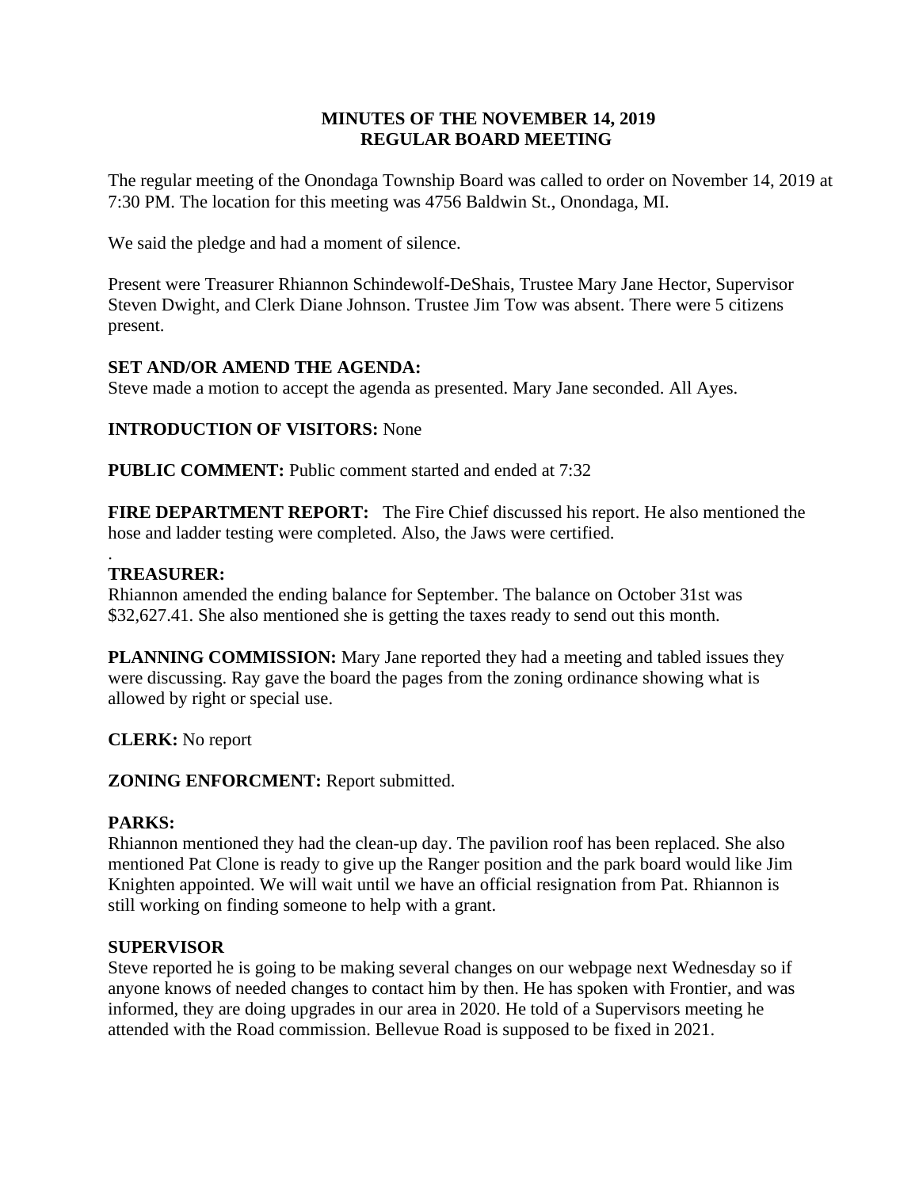**MINUTES OF THE NOVEMBER 14, 2019**
**REGULAR BOARD MEETING**

The regular meeting of the Onondaga Township Board was called to order on November 14, 2019 at 7:30 PM. The location for this meeting was 4756 Baldwin St., Onondaga, MI.

We said the pledge and had a moment of silence.

Present were Treasurer Rhiannon Schindewolf-DeShais, Trustee Mary Jane Hector, Supervisor Steven Dwight, and Clerk Diane Johnson. Trustee Jim Tow was absent. There were 5 citizens present.

**SET AND/OR AMEND THE AGENDA:**
Steve made a motion to accept the agenda as presented. Mary Jane seconded. All Ayes.

**INTRODUCTION OF VISITORS:** None

**PUBLIC COMMENT:** Public comment started and ended at 7:32

**FIRE DEPARTMENT REPORT:** The Fire Chief discussed his report. He also mentioned the hose and ladder testing were completed. Also, the Jaws were certified.

.

**TREASURER:**
Rhiannon amended the ending balance for September. The balance on October 31st was $32,627.41. She also mentioned she is getting the taxes ready to send out this month.

**PLANNING COMMISSION:** Mary Jane reported they had a meeting and tabled issues they were discussing. Ray gave the board the pages from the zoning ordinance showing what is allowed by right or special use.

**CLERK:** No report

**ZONING ENFORCMENT:** Report submitted.

**PARKS:**
Rhiannon mentioned they had the clean-up day. The pavilion roof has been replaced. She also mentioned Pat Clone is ready to give up the Ranger position and the park board would like Jim Knighten appointed. We will wait until we have an official resignation from Pat. Rhiannon is still working on finding someone to help with a grant.

**SUPERVISOR**
Steve reported he is going to be making several changes on our webpage next Wednesday so if anyone knows of needed changes to contact him by then. He has spoken with Frontier, and was informed, they are doing upgrades in our area in 2020. He told of a Supervisors meeting he attended with the Road commission. Bellevue Road is supposed to be fixed in 2021.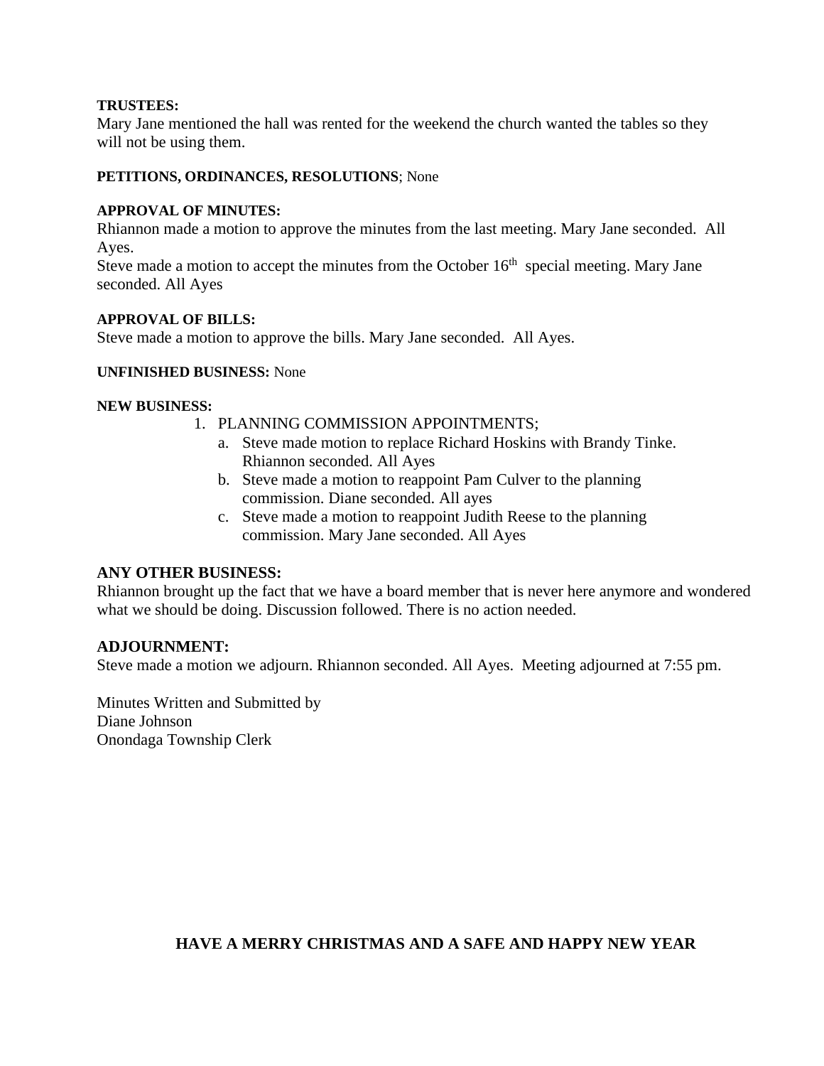**TRUSTEES:**
Mary Jane mentioned the hall was rented for the weekend the church wanted the tables so they will not be using them.

**PETITIONS, ORDINANCES, RESOLUTIONS**; None

**APPROVAL OF MINUTES:**
Rhiannon made a motion to approve the minutes from the last meeting. Mary Jane seconded. All Ayes.
Steve made a motion to accept the minutes from the October 16th special meeting. Mary Jane seconded. All Ayes

**APPROVAL OF BILLS:**
Steve made a motion to approve the bills. Mary Jane seconded. All Ayes.

**UNFINISHED BUSINESS:** None

**NEW BUSINESS:**

1. PLANNING COMMISSION APPOINTMENTS;
   a. Steve made motion to replace Richard Hoskins with Brandy Tinke. Rhiannon seconded. All Ayes
   b. Steve made a motion to reappoint Pam Culver to the planning commission. Diane seconded. All ayes
   c. Steve made a motion to reappoint Judith Reese to the planning commission. Mary Jane seconded. All Ayes

**ANY OTHER BUSINESS:**
Rhiannon brought up the fact that we have a board member that is never here anymore and wondered what we should be doing. Discussion followed. There is no action needed.

**ADJOURNMENT:**
Steve made a motion we adjourn. Rhiannon seconded. All Ayes. Meeting adjourned at 7:55 pm.

Minutes Written and Submitted by
Diane Johnson
Onondaga Township Clerk

**HAVE A MERRY CHRISTMAS AND A SAFE AND HAPPY NEW YEAR**